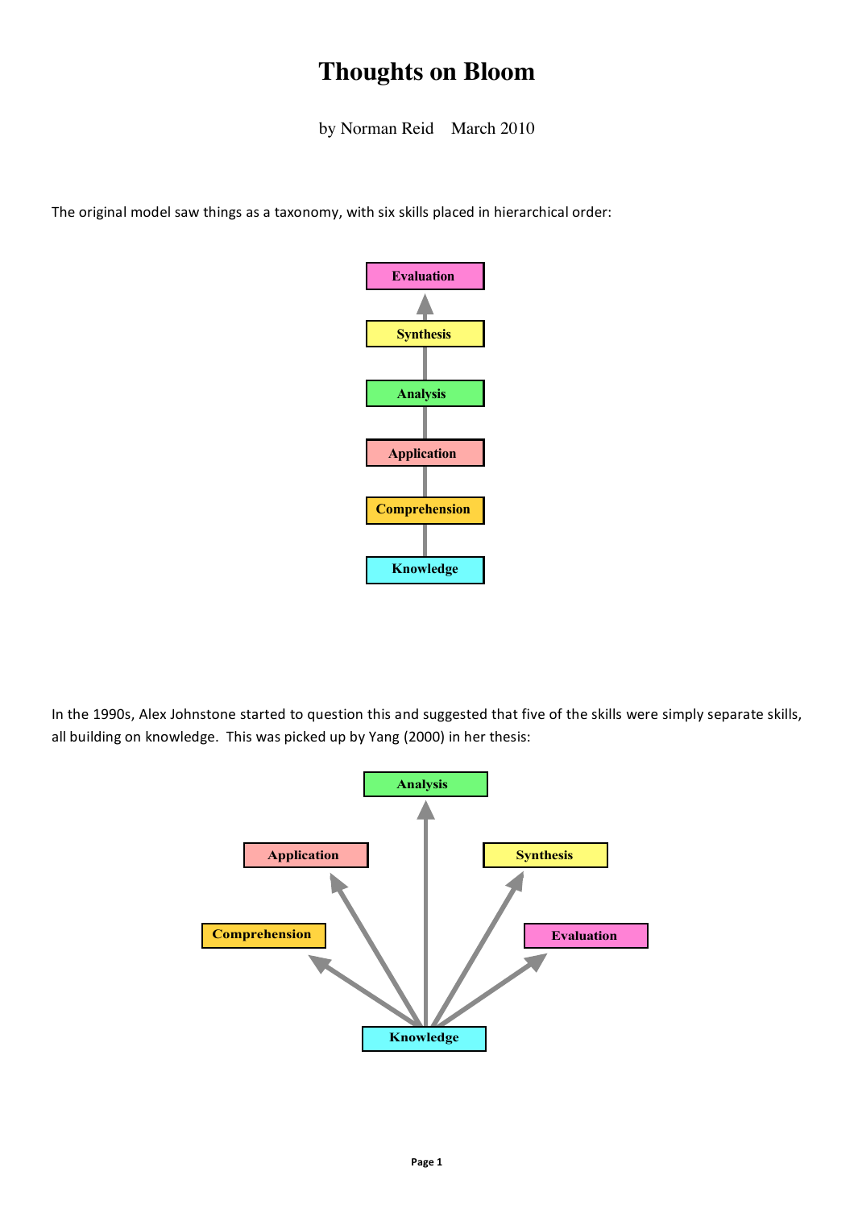# Thoughts on Bloom

by Norman Reid    March 2010

The original model saw things as a taxonomy, with six skills placed in hierarchical order:

Evaluation

Synthesis

Analysis

Application

Comprehension

Knowledge

In the 1990s, Alex Johnstone started to question this and suggested that five of the skills were simply separate skills, all building on knowledge. This was picked up by Yang (2000) in her thesis:

Analysis

Application

Synthesis

Comprehension

Evaluation

Knowledge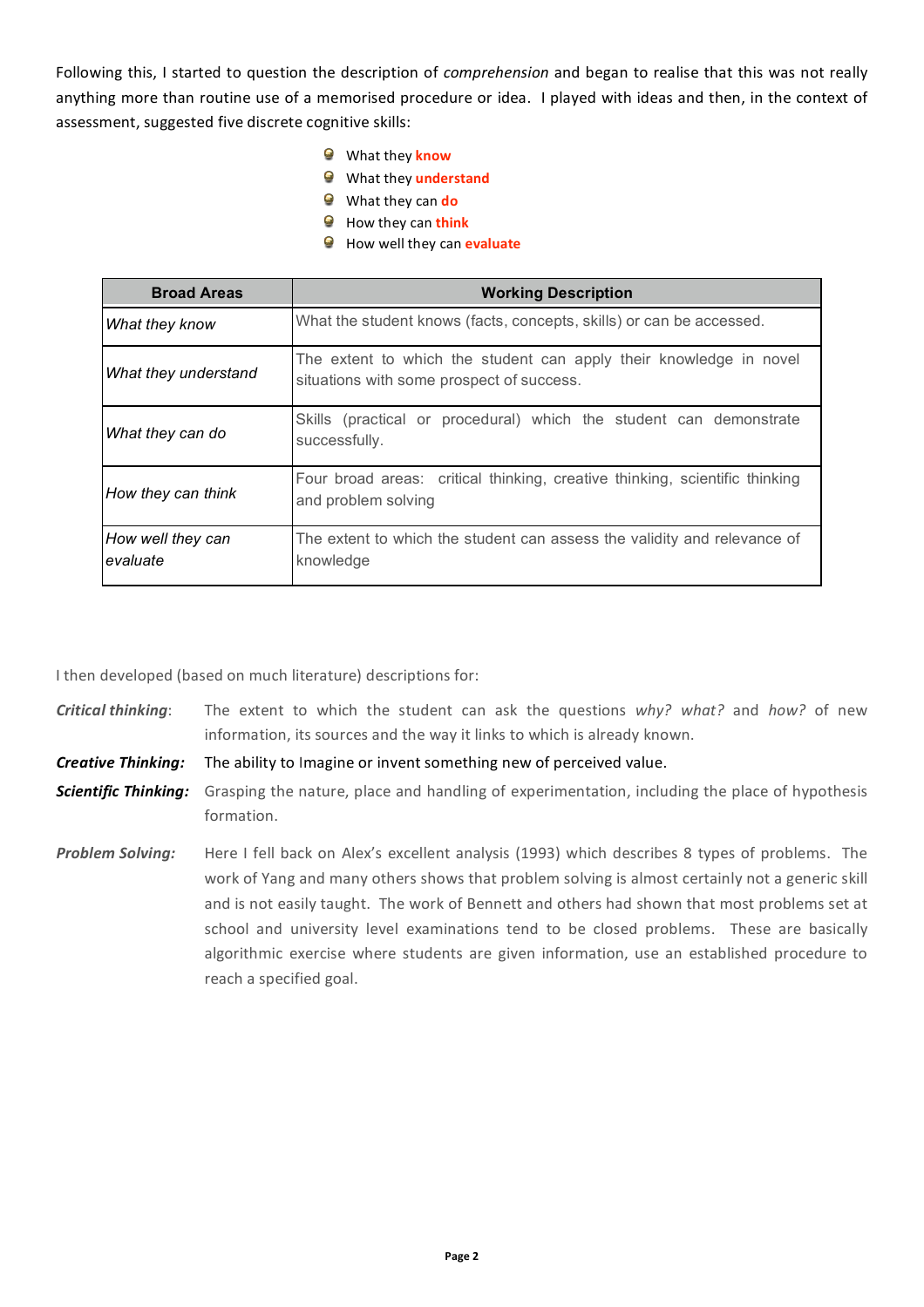Following this, I started to question the description of *comprehension* and began to realise that this was not really anything more than routine use of a memorised procedure or idea. I played with ideas and then, in the context of assessment, suggested five discrete cognitive skills:

- What they **know**
- What they **understand**
- What they can **do**
- How they can **think**
- How well they can **evaluate**

| Broad Areas | Working Description |
|---|---|
| *What they know* | What the student knows (facts, concepts, skills) or can be accessed. |
| *What they understand* | The extent to which the student can apply their knowledge in novel situations with some prospect of success. |
| *What they can do* | Skills (practical or procedural) which the student can demonstrate successfully. |
| *How they can think* | Four broad areas: critical thinking, creative thinking, scientific thinking and problem solving |
| *How well they can evaluate* | The extent to which the student can assess the validity and relevance of knowledge |

I then developed (based on much literature) descriptions for:

***Critical thinking***: The extent to which the student can ask the questions *why? what?* and *how?* of new information, its sources and the way it links to which is already known.

***Creative Thinking:*** The ability to Imagine or invent something new of perceived value.

***Scientific Thinking:*** Grasping the nature, place and handling of experimentation, including the place of hypothesis formation.

***Problem Solving:*** Here I fell back on Alex's excellent analysis (1993) which describes 8 types of problems. The work of Yang and many others shows that problem solving is almost certainly not a generic skill and is not easily taught. The work of Bennett and others had shown that most problems set at school and university level examinations tend to be closed problems. These are basically algorithmic exercise where students are given information, use an established procedure to reach a specified goal.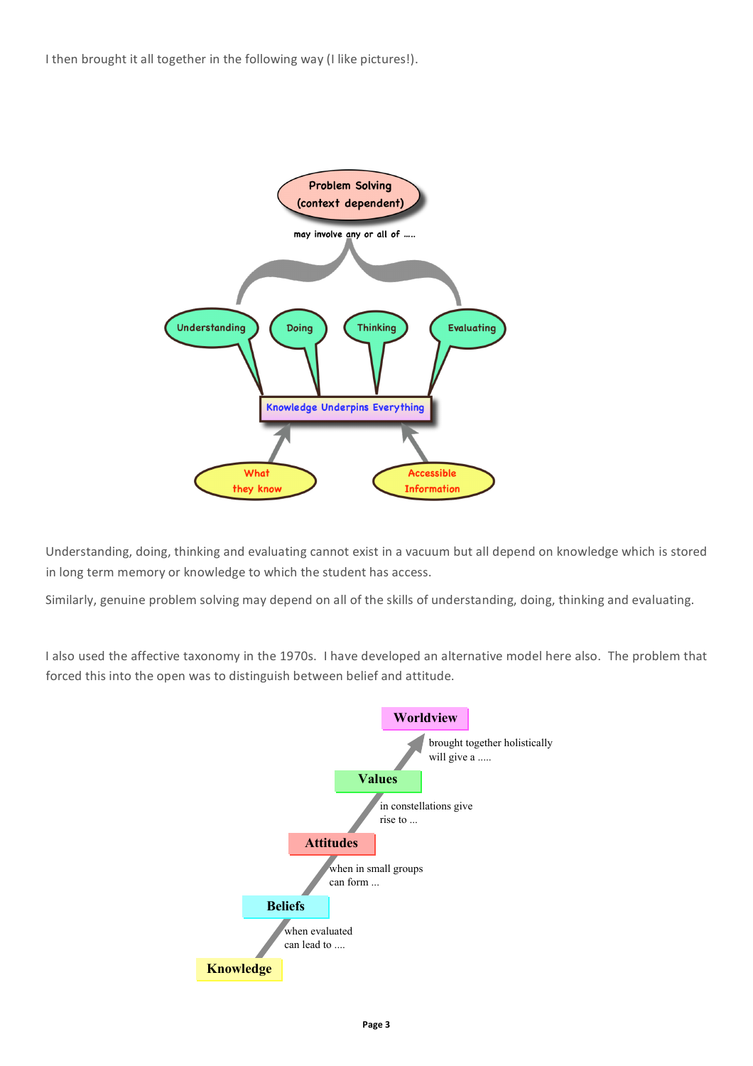I then brought it all together in the following way (I like pictures!).

Problem Solving
(context dependent)

may involve any or all of .....

Understanding | Doing | Thinking | Evaluating

Knowledge Underpins Everything

What they know | Accessible Information

Understanding, doing, thinking and evaluating cannot exist in a vacuum but all depend on knowledge which is stored in long term memory or knowledge to which the student has access.

Similarly, genuine problem solving may depend on all of the skills of understanding, doing, thinking and evaluating.

I also used the affective taxonomy in the 1970s. I have developed an alternative model here also. The problem that forced this into the open was to distinguish between belief and attitude.

**Worldview**

brought together holistically will give a .....

**Values**

in constellations give rise to ...

**Attitudes**

when in small groups can form ...

**Beliefs**

when evaluated can lead to ....

**Knowledge**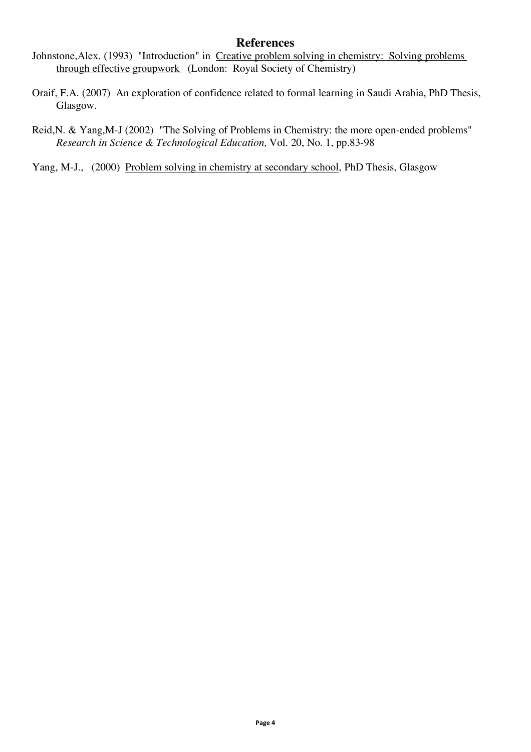## References

Johnstone,Alex. (1993) "Introduction" in Creative problem solving in chemistry: Solving problems through effective groupwork (London: Royal Society of Chemistry)

Oraif, F.A. (2007) An exploration of confidence related to formal learning in Saudi Arabia, PhD Thesis, Glasgow.

Reid,N. & Yang,M-J (2002) "The Solving of Problems in Chemistry: the more open-ended problems" *Research in Science & Technological Education,* Vol. 20, No. 1, pp.83-98

Yang, M-J., (2000) Problem solving in chemistry at secondary school, PhD Thesis, Glasgow